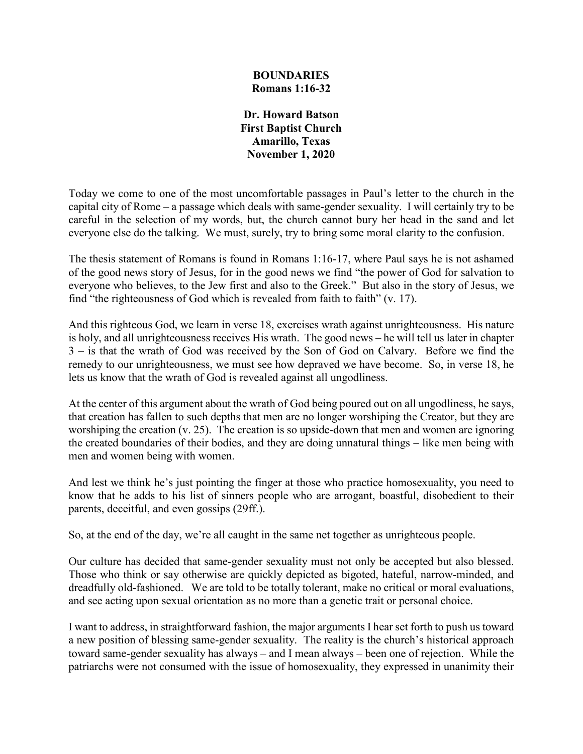**BOUNDARIES**
**Romans 1:16-32**

**Dr. Howard Batson**
**First Baptist Church**
**Amarillo, Texas**
**November 1, 2020**

Today we come to one of the most uncomfortable passages in Paul's letter to the church in the capital city of Rome – a passage which deals with same-gender sexuality. I will certainly try to be careful in the selection of my words, but, the church cannot bury her head in the sand and let everyone else do the talking. We must, surely, try to bring some moral clarity to the confusion.

The thesis statement of Romans is found in Romans 1:16-17, where Paul says he is not ashamed of the good news story of Jesus, for in the good news we find "the power of God for salvation to everyone who believes, to the Jew first and also to the Greek." But also in the story of Jesus, we find "the righteousness of God which is revealed from faith to faith" (v. 17).

And this righteous God, we learn in verse 18, exercises wrath against unrighteousness. His nature is holy, and all unrighteousness receives His wrath. The good news – he will tell us later in chapter 3 – is that the wrath of God was received by the Son of God on Calvary. Before we find the remedy to our unrighteousness, we must see how depraved we have become. So, in verse 18, he lets us know that the wrath of God is revealed against all ungodliness.

At the center of this argument about the wrath of God being poured out on all ungodliness, he says, that creation has fallen to such depths that men are no longer worshiping the Creator, but they are worshiping the creation (v. 25). The creation is so upside-down that men and women are ignoring the created boundaries of their bodies, and they are doing unnatural things – like men being with men and women being with women.

And lest we think he's just pointing the finger at those who practice homosexuality, you need to know that he adds to his list of sinners people who are arrogant, boastful, disobedient to their parents, deceitful, and even gossips (29ff.).

So, at the end of the day, we're all caught in the same net together as unrighteous people.

Our culture has decided that same-gender sexuality must not only be accepted but also blessed. Those who think or say otherwise are quickly depicted as bigoted, hateful, narrow-minded, and dreadfully old-fashioned. We are told to be totally tolerant, make no critical or moral evaluations, and see acting upon sexual orientation as no more than a genetic trait or personal choice.

I want to address, in straightforward fashion, the major arguments I hear set forth to push us toward a new position of blessing same-gender sexuality. The reality is the church's historical approach toward same-gender sexuality has always – and I mean always – been one of rejection. While the patriarchs were not consumed with the issue of homosexuality, they expressed in unanimity their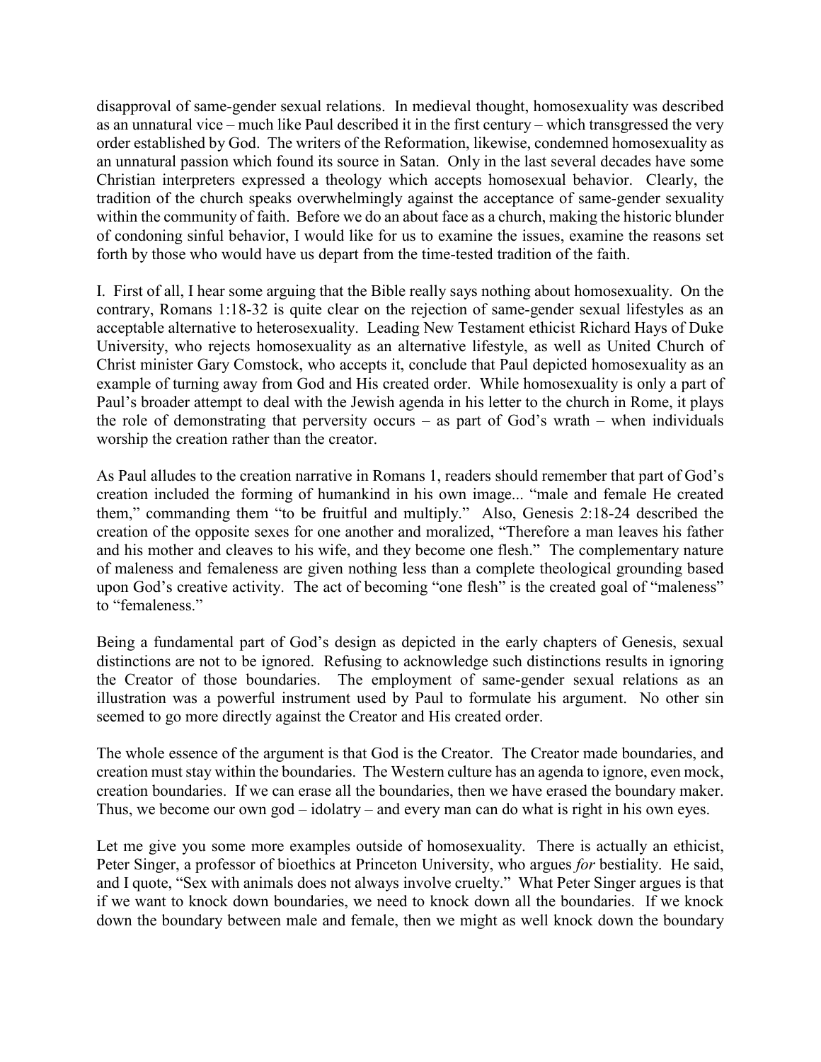disapproval of same-gender sexual relations. In medieval thought, homosexuality was described as an unnatural vice – much like Paul described it in the first century – which transgressed the very order established by God. The writers of the Reformation, likewise, condemned homosexuality as an unnatural passion which found its source in Satan. Only in the last several decades have some Christian interpreters expressed a theology which accepts homosexual behavior. Clearly, the tradition of the church speaks overwhelmingly against the acceptance of same-gender sexuality within the community of faith. Before we do an about face as a church, making the historic blunder of condoning sinful behavior, I would like for us to examine the issues, examine the reasons set forth by those who would have us depart from the time-tested tradition of the faith.

I. First of all, I hear some arguing that the Bible really says nothing about homosexuality. On the contrary, Romans 1:18-32 is quite clear on the rejection of same-gender sexual lifestyles as an acceptable alternative to heterosexuality. Leading New Testament ethicist Richard Hays of Duke University, who rejects homosexuality as an alternative lifestyle, as well as United Church of Christ minister Gary Comstock, who accepts it, conclude that Paul depicted homosexuality as an example of turning away from God and His created order. While homosexuality is only a part of Paul's broader attempt to deal with the Jewish agenda in his letter to the church in Rome, it plays the role of demonstrating that perversity occurs – as part of God's wrath – when individuals worship the creation rather than the creator.

As Paul alludes to the creation narrative in Romans 1, readers should remember that part of God's creation included the forming of humankind in his own image... "male and female He created them," commanding them "to be fruitful and multiply." Also, Genesis 2:18-24 described the creation of the opposite sexes for one another and moralized, "Therefore a man leaves his father and his mother and cleaves to his wife, and they become one flesh." The complementary nature of maleness and femaleness are given nothing less than a complete theological grounding based upon God's creative activity. The act of becoming "one flesh" is the created goal of "maleness" to "femaleness."

Being a fundamental part of God's design as depicted in the early chapters of Genesis, sexual distinctions are not to be ignored. Refusing to acknowledge such distinctions results in ignoring the Creator of those boundaries. The employment of same-gender sexual relations as an illustration was a powerful instrument used by Paul to formulate his argument. No other sin seemed to go more directly against the Creator and His created order.

The whole essence of the argument is that God is the Creator. The Creator made boundaries, and creation must stay within the boundaries. The Western culture has an agenda to ignore, even mock, creation boundaries. If we can erase all the boundaries, then we have erased the boundary maker. Thus, we become our own god – idolatry – and every man can do what is right in his own eyes.

Let me give you some more examples outside of homosexuality. There is actually an ethicist, Peter Singer, a professor of bioethics at Princeton University, who argues *for* bestiality. He said, and I quote, "Sex with animals does not always involve cruelty." What Peter Singer argues is that if we want to knock down boundaries, we need to knock down all the boundaries. If we knock down the boundary between male and female, then we might as well knock down the boundary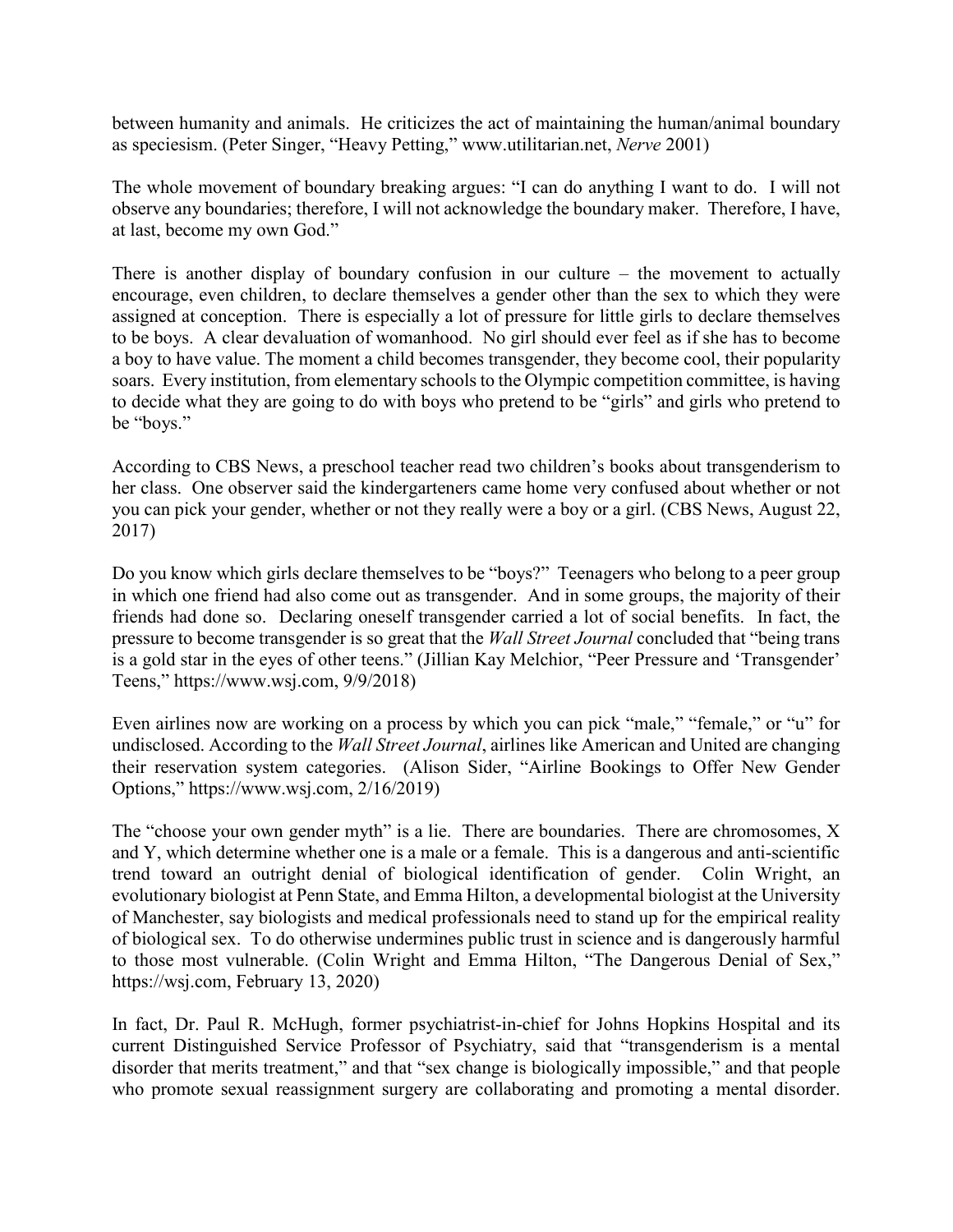between humanity and animals. He criticizes the act of maintaining the human/animal boundary as speciesism. (Peter Singer, "Heavy Petting," www.utilitarian.net, *Nerve* 2001)

The whole movement of boundary breaking argues: "I can do anything I want to do. I will not observe any boundaries; therefore, I will not acknowledge the boundary maker. Therefore, I have, at last, become my own God."

There is another display of boundary confusion in our culture – the movement to actually encourage, even children, to declare themselves a gender other than the sex to which they were assigned at conception. There is especially a lot of pressure for little girls to declare themselves to be boys. A clear devaluation of womanhood. No girl should ever feel as if she has to become a boy to have value. The moment a child becomes transgender, they become cool, their popularity soars. Every institution, from elementary schools to the Olympic competition committee, is having to decide what they are going to do with boys who pretend to be "girls" and girls who pretend to be "boys."

According to CBS News, a preschool teacher read two children's books about transgenderism to her class. One observer said the kindergarteners came home very confused about whether or not you can pick your gender, whether or not they really were a boy or a girl. (CBS News, August 22, 2017)

Do you know which girls declare themselves to be "boys?" Teenagers who belong to a peer group in which one friend had also come out as transgender. And in some groups, the majority of their friends had done so. Declaring oneself transgender carried a lot of social benefits. In fact, the pressure to become transgender is so great that the *Wall Street Journal* concluded that "being trans is a gold star in the eyes of other teens." (Jillian Kay Melchior, "Peer Pressure and 'Transgender' Teens," https://www.wsj.com, 9/9/2018)

Even airlines now are working on a process by which you can pick "male," "female," or "u" for undisclosed. According to the *Wall Street Journal*, airlines like American and United are changing their reservation system categories. (Alison Sider, "Airline Bookings to Offer New Gender Options," https://www.wsj.com, 2/16/2019)

The "choose your own gender myth" is a lie. There are boundaries. There are chromosomes, X and Y, which determine whether one is a male or a female. This is a dangerous and anti-scientific trend toward an outright denial of biological identification of gender. Colin Wright, an evolutionary biologist at Penn State, and Emma Hilton, a developmental biologist at the University of Manchester, say biologists and medical professionals need to stand up for the empirical reality of biological sex. To do otherwise undermines public trust in science and is dangerously harmful to those most vulnerable. (Colin Wright and Emma Hilton, "The Dangerous Denial of Sex," https://wsj.com, February 13, 2020)

In fact, Dr. Paul R. McHugh, former psychiatrist-in-chief for Johns Hopkins Hospital and its current Distinguished Service Professor of Psychiatry, said that "transgenderism is a mental disorder that merits treatment," and that "sex change is biologically impossible," and that people who promote sexual reassignment surgery are collaborating and promoting a mental disorder.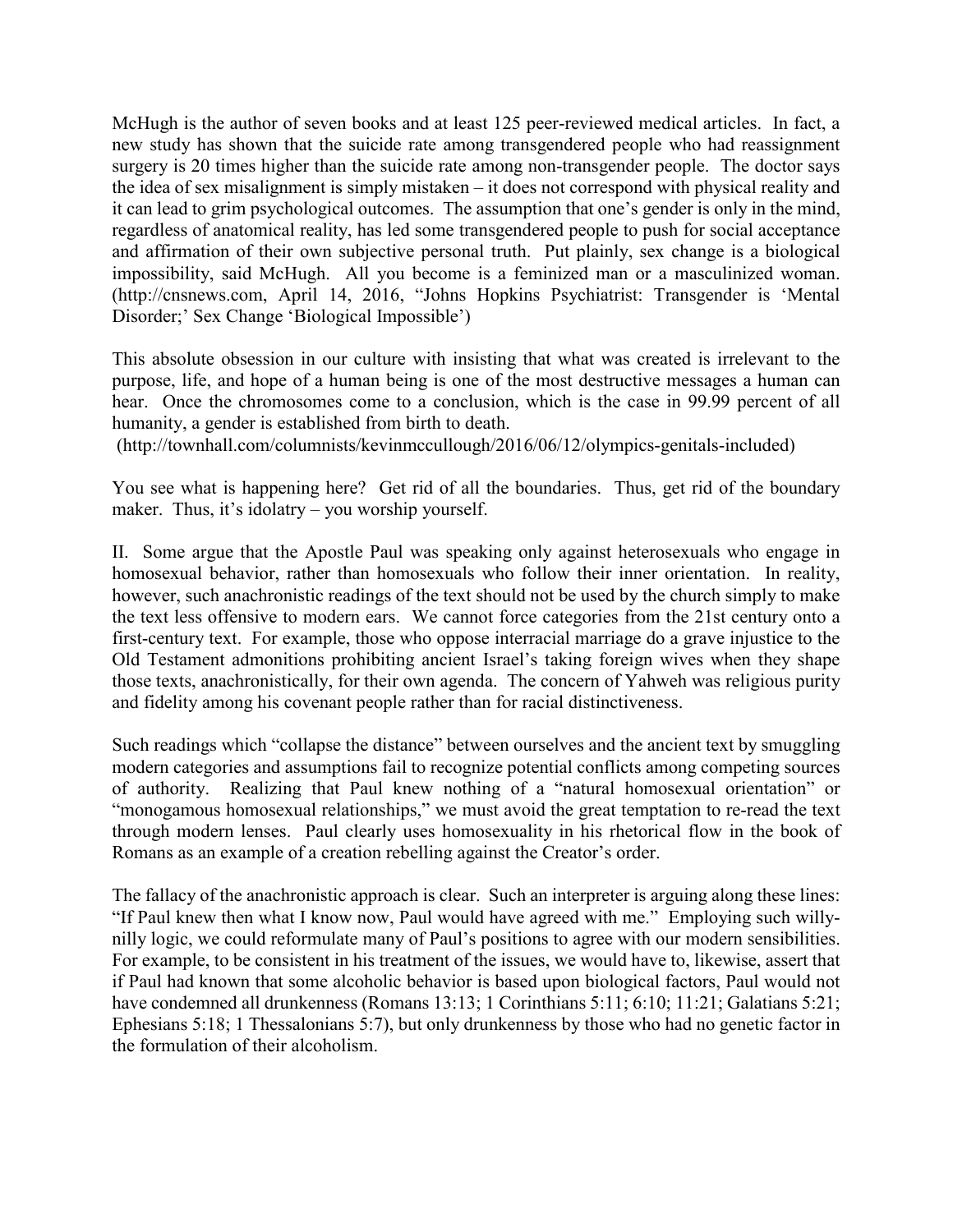McHugh is the author of seven books and at least 125 peer-reviewed medical articles. In fact, a new study has shown that the suicide rate among transgendered people who had reassignment surgery is 20 times higher than the suicide rate among non-transgender people. The doctor says the idea of sex misalignment is simply mistaken – it does not correspond with physical reality and it can lead to grim psychological outcomes. The assumption that one's gender is only in the mind, regardless of anatomical reality, has led some transgendered people to push for social acceptance and affirmation of their own subjective personal truth. Put plainly, sex change is a biological impossibility, said McHugh. All you become is a feminized man or a masculinized woman. (http://cnsnews.com, April 14, 2016, "Johns Hopkins Psychiatrist: Transgender is 'Mental Disorder;' Sex Change 'Biological Impossible')

This absolute obsession in our culture with insisting that what was created is irrelevant to the purpose, life, and hope of a human being is one of the most destructive messages a human can hear. Once the chromosomes come to a conclusion, which is the case in 99.99 percent of all humanity, a gender is established from birth to death.
(http://townhall.com/columnists/kevinmccullough/2016/06/12/olympics-genitals-included)

You see what is happening here? Get rid of all the boundaries. Thus, get rid of the boundary maker. Thus, it's idolatry – you worship yourself.

II. Some argue that the Apostle Paul was speaking only against heterosexuals who engage in homosexual behavior, rather than homosexuals who follow their inner orientation. In reality, however, such anachronistic readings of the text should not be used by the church simply to make the text less offensive to modern ears. We cannot force categories from the 21st century onto a first-century text. For example, those who oppose interracial marriage do a grave injustice to the Old Testament admonitions prohibiting ancient Israel's taking foreign wives when they shape those texts, anachronistically, for their own agenda. The concern of Yahweh was religious purity and fidelity among his covenant people rather than for racial distinctiveness.

Such readings which "collapse the distance" between ourselves and the ancient text by smuggling modern categories and assumptions fail to recognize potential conflicts among competing sources of authority. Realizing that Paul knew nothing of a "natural homosexual orientation" or "monogamous homosexual relationships," we must avoid the great temptation to re-read the text through modern lenses. Paul clearly uses homosexuality in his rhetorical flow in the book of Romans as an example of a creation rebelling against the Creator's order.

The fallacy of the anachronistic approach is clear. Such an interpreter is arguing along these lines: "If Paul knew then what I know now, Paul would have agreed with me." Employing such willy-nilly logic, we could reformulate many of Paul's positions to agree with our modern sensibilities. For example, to be consistent in his treatment of the issues, we would have to, likewise, assert that if Paul had known that some alcoholic behavior is based upon biological factors, Paul would not have condemned all drunkenness (Romans 13:13; 1 Corinthians 5:11; 6:10; 11:21; Galatians 5:21; Ephesians 5:18; 1 Thessalonians 5:7), but only drunkenness by those who had no genetic factor in the formulation of their alcoholism.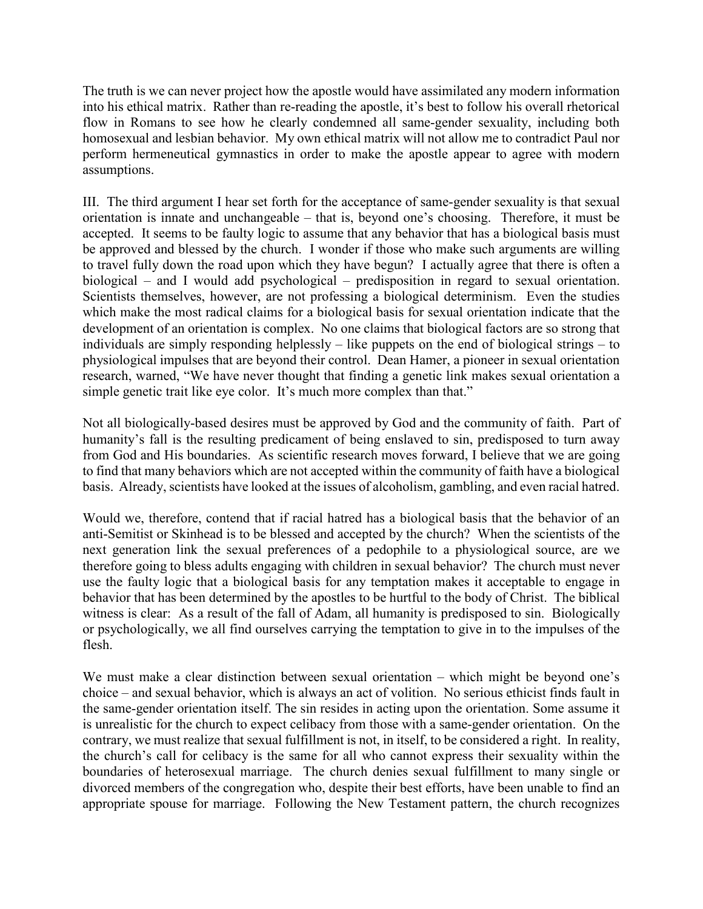The truth is we can never project how the apostle would have assimilated any modern information into his ethical matrix. Rather than re-reading the apostle, it's best to follow his overall rhetorical flow in Romans to see how he clearly condemned all same-gender sexuality, including both homosexual and lesbian behavior. My own ethical matrix will not allow me to contradict Paul nor perform hermeneutical gymnastics in order to make the apostle appear to agree with modern assumptions.

III. The third argument I hear set forth for the acceptance of same-gender sexuality is that sexual orientation is innate and unchangeable – that is, beyond one's choosing. Therefore, it must be accepted. It seems to be faulty logic to assume that any behavior that has a biological basis must be approved and blessed by the church. I wonder if those who make such arguments are willing to travel fully down the road upon which they have begun? I actually agree that there is often a biological – and I would add psychological – predisposition in regard to sexual orientation. Scientists themselves, however, are not professing a biological determinism. Even the studies which make the most radical claims for a biological basis for sexual orientation indicate that the development of an orientation is complex. No one claims that biological factors are so strong that individuals are simply responding helplessly – like puppets on the end of biological strings – to physiological impulses that are beyond their control. Dean Hamer, a pioneer in sexual orientation research, warned, "We have never thought that finding a genetic link makes sexual orientation a simple genetic trait like eye color. It's much more complex than that."

Not all biologically-based desires must be approved by God and the community of faith. Part of humanity's fall is the resulting predicament of being enslaved to sin, predisposed to turn away from God and His boundaries. As scientific research moves forward, I believe that we are going to find that many behaviors which are not accepted within the community of faith have a biological basis. Already, scientists have looked at the issues of alcoholism, gambling, and even racial hatred.

Would we, therefore, contend that if racial hatred has a biological basis that the behavior of an anti-Semitist or Skinhead is to be blessed and accepted by the church? When the scientists of the next generation link the sexual preferences of a pedophile to a physiological source, are we therefore going to bless adults engaging with children in sexual behavior? The church must never use the faulty logic that a biological basis for any temptation makes it acceptable to engage in behavior that has been determined by the apostles to be hurtful to the body of Christ. The biblical witness is clear: As a result of the fall of Adam, all humanity is predisposed to sin. Biologically or psychologically, we all find ourselves carrying the temptation to give in to the impulses of the flesh.

We must make a clear distinction between sexual orientation – which might be beyond one's choice – and sexual behavior, which is always an act of volition. No serious ethicist finds fault in the same-gender orientation itself. The sin resides in acting upon the orientation. Some assume it is unrealistic for the church to expect celibacy from those with a same-gender orientation. On the contrary, we must realize that sexual fulfillment is not, in itself, to be considered a right. In reality, the church's call for celibacy is the same for all who cannot express their sexuality within the boundaries of heterosexual marriage. The church denies sexual fulfillment to many single or divorced members of the congregation who, despite their best efforts, have been unable to find an appropriate spouse for marriage. Following the New Testament pattern, the church recognizes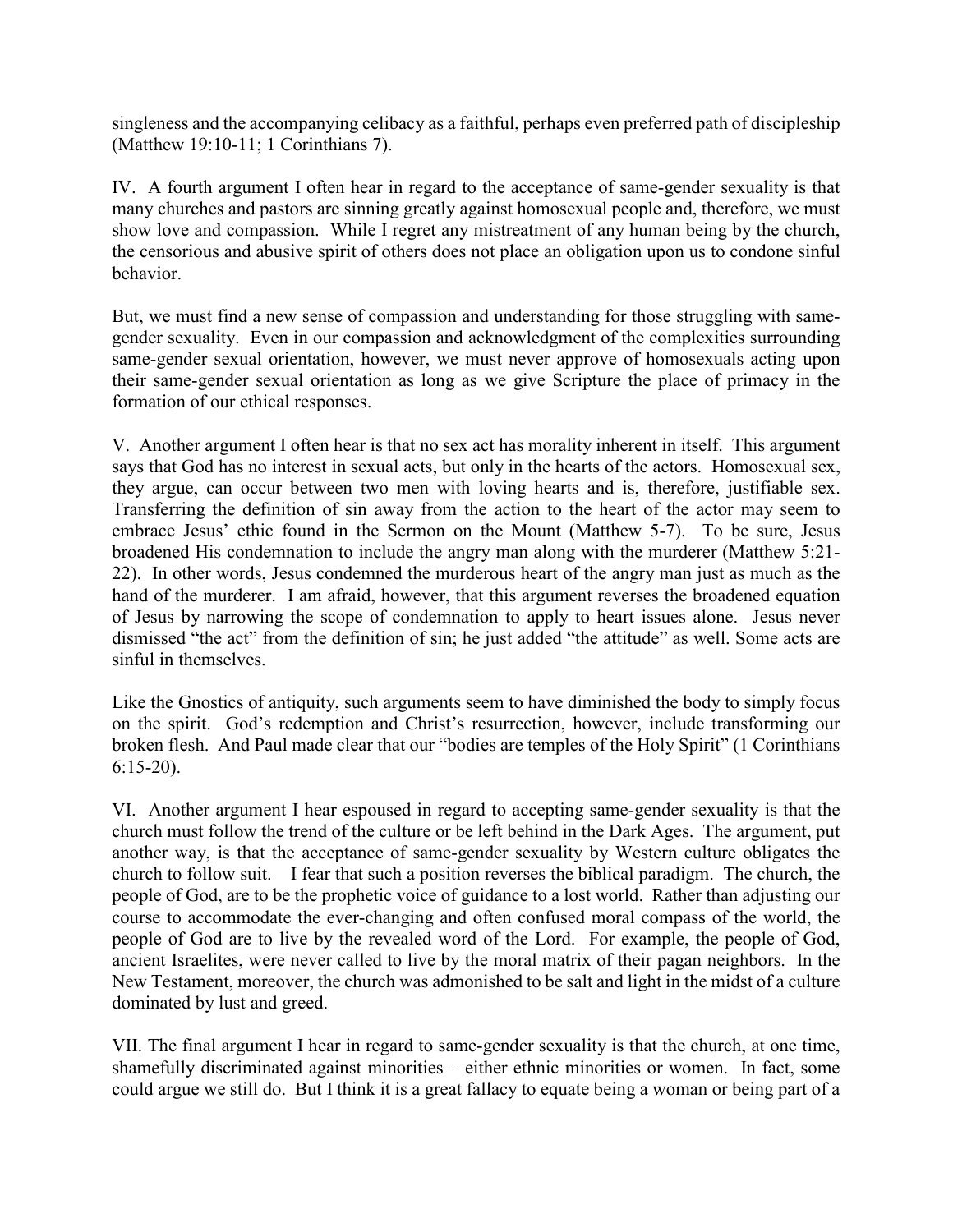singleness and the accompanying celibacy as a faithful, perhaps even preferred path of discipleship (Matthew 19:10-11; 1 Corinthians 7).

IV. A fourth argument I often hear in regard to the acceptance of same-gender sexuality is that many churches and pastors are sinning greatly against homosexual people and, therefore, we must show love and compassion. While I regret any mistreatment of any human being by the church, the censorious and abusive spirit of others does not place an obligation upon us to condone sinful behavior.

But, we must find a new sense of compassion and understanding for those struggling with same-gender sexuality. Even in our compassion and acknowledgment of the complexities surrounding same-gender sexual orientation, however, we must never approve of homosexuals acting upon their same-gender sexual orientation as long as we give Scripture the place of primacy in the formation of our ethical responses.

V. Another argument I often hear is that no sex act has morality inherent in itself. This argument says that God has no interest in sexual acts, but only in the hearts of the actors. Homosexual sex, they argue, can occur between two men with loving hearts and is, therefore, justifiable sex. Transferring the definition of sin away from the action to the heart of the actor may seem to embrace Jesus' ethic found in the Sermon on the Mount (Matthew 5-7). To be sure, Jesus broadened His condemnation to include the angry man along with the murderer (Matthew 5:21-22). In other words, Jesus condemned the murderous heart of the angry man just as much as the hand of the murderer. I am afraid, however, that this argument reverses the broadened equation of Jesus by narrowing the scope of condemnation to apply to heart issues alone. Jesus never dismissed "the act" from the definition of sin; he just added "the attitude" as well. Some acts are sinful in themselves.

Like the Gnostics of antiquity, such arguments seem to have diminished the body to simply focus on the spirit. God's redemption and Christ's resurrection, however, include transforming our broken flesh. And Paul made clear that our "bodies are temples of the Holy Spirit" (1 Corinthians 6:15-20).

VI. Another argument I hear espoused in regard to accepting same-gender sexuality is that the church must follow the trend of the culture or be left behind in the Dark Ages. The argument, put another way, is that the acceptance of same-gender sexuality by Western culture obligates the church to follow suit. I fear that such a position reverses the biblical paradigm. The church, the people of God, are to be the prophetic voice of guidance to a lost world. Rather than adjusting our course to accommodate the ever-changing and often confused moral compass of the world, the people of God are to live by the revealed word of the Lord. For example, the people of God, ancient Israelites, were never called to live by the moral matrix of their pagan neighbors. In the New Testament, moreover, the church was admonished to be salt and light in the midst of a culture dominated by lust and greed.

VII. The final argument I hear in regard to same-gender sexuality is that the church, at one time, shamefully discriminated against minorities – either ethnic minorities or women. In fact, some could argue we still do. But I think it is a great fallacy to equate being a woman or being part of a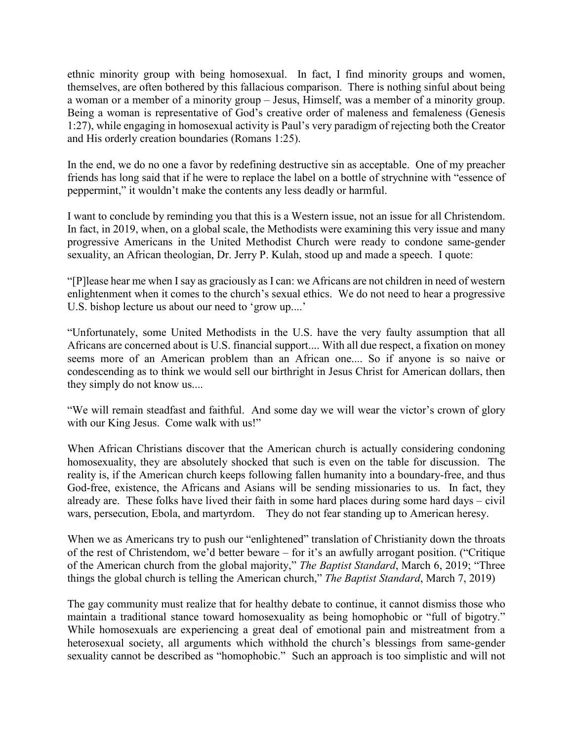ethnic minority group with being homosexual. In fact, I find minority groups and women, themselves, are often bothered by this fallacious comparison. There is nothing sinful about being a woman or a member of a minority group – Jesus, Himself, was a member of a minority group. Being a woman is representative of God's creative order of maleness and femaleness (Genesis 1:27), while engaging in homosexual activity is Paul's very paradigm of rejecting both the Creator and His orderly creation boundaries (Romans 1:25).

In the end, we do no one a favor by redefining destructive sin as acceptable. One of my preacher friends has long said that if he were to replace the label on a bottle of strychnine with "essence of peppermint," it wouldn't make the contents any less deadly or harmful.

I want to conclude by reminding you that this is a Western issue, not an issue for all Christendom. In fact, in 2019, when, on a global scale, the Methodists were examining this very issue and many progressive Americans in the United Methodist Church were ready to condone same-gender sexuality, an African theologian, Dr. Jerry P. Kulah, stood up and made a speech. I quote:

"[P]lease hear me when I say as graciously as I can: we Africans are not children in need of western enlightenment when it comes to the church's sexual ethics. We do not need to hear a progressive U.S. bishop lecture us about our need to 'grow up....'

"Unfortunately, some United Methodists in the U.S. have the very faulty assumption that all Africans are concerned about is U.S. financial support.... With all due respect, a fixation on money seems more of an American problem than an African one.... So if anyone is so naive or condescending as to think we would sell our birthright in Jesus Christ for American dollars, then they simply do not know us....

"We will remain steadfast and faithful. And some day we will wear the victor's crown of glory with our King Jesus. Come walk with us!"

When African Christians discover that the American church is actually considering condoning homosexuality, they are absolutely shocked that such is even on the table for discussion. The reality is, if the American church keeps following fallen humanity into a boundary-free, and thus God-free, existence, the Africans and Asians will be sending missionaries to us. In fact, they already are. These folks have lived their faith in some hard places during some hard days – civil wars, persecution, Ebola, and martyrdom. They do not fear standing up to American heresy.

When we as Americans try to push our "enlightened" translation of Christianity down the throats of the rest of Christendom, we'd better beware – for it's an awfully arrogant position. ("Critique of the American church from the global majority," *The Baptist Standard*, March 6, 2019; "Three things the global church is telling the American church," *The Baptist Standard*, March 7, 2019)

The gay community must realize that for healthy debate to continue, it cannot dismiss those who maintain a traditional stance toward homosexuality as being homophobic or "full of bigotry." While homosexuals are experiencing a great deal of emotional pain and mistreatment from a heterosexual society, all arguments which withhold the church's blessings from same-gender sexuality cannot be described as "homophobic." Such an approach is too simplistic and will not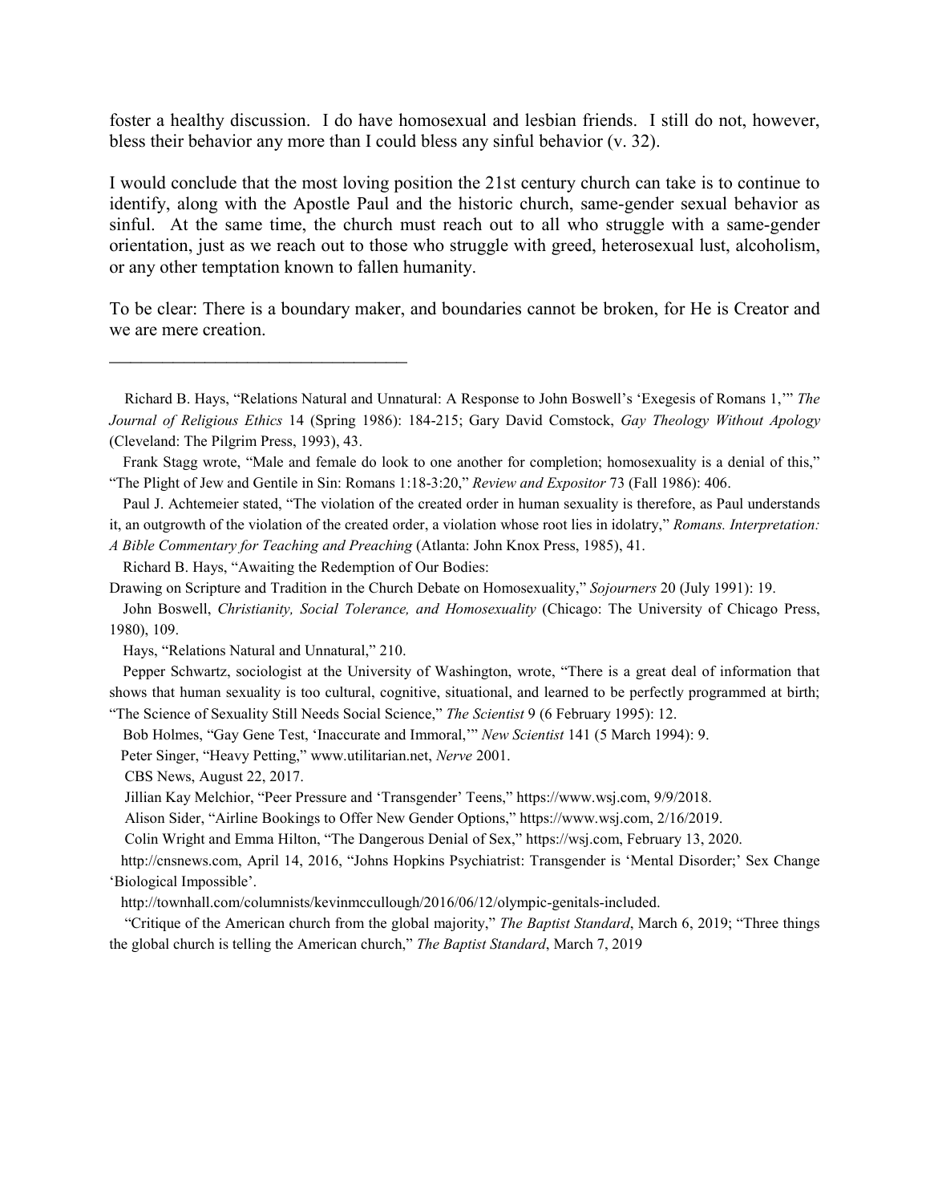foster a healthy discussion. I do have homosexual and lesbian friends. I still do not, however, bless their behavior any more than I could bless any sinful behavior (v. 32).

I would conclude that the most loving position the 21st century church can take is to continue to identify, along with the Apostle Paul and the historic church, same-gender sexual behavior as sinful. At the same time, the church must reach out to all who struggle with a same-gender orientation, just as we reach out to those who struggle with greed, heterosexual lust, alcoholism, or any other temptation known to fallen humanity.

To be clear: There is a boundary maker, and boundaries cannot be broken, for He is Creator and we are mere creation.

---

Richard B. Hays, "Relations Natural and Unnatural: A Response to John Boswell's 'Exegesis of Romans 1,'" *The Journal of Religious Ethics* 14 (Spring 1986): 184-215; Gary David Comstock, *Gay Theology Without Apology* (Cleveland: The Pilgrim Press, 1993), 43.

Frank Stagg wrote, "Male and female do look to one another for completion; homosexuality is a denial of this," "The Plight of Jew and Gentile in Sin: Romans 1:18-3:20," *Review and Expositor* 73 (Fall 1986): 406.

Paul J. Achtemeier stated, "The violation of the created order in human sexuality is therefore, as Paul understands it, an outgrowth of the violation of the created order, a violation whose root lies in idolatry," *Romans. Interpretation: A Bible Commentary for Teaching and Preaching* (Atlanta: John Knox Press, 1985), 41.

Richard B. Hays, "Awaiting the Redemption of Our Bodies:
Drawing on Scripture and Tradition in the Church Debate on Homosexuality," *Sojourners* 20 (July 1991): 19.

John Boswell, *Christianity, Social Tolerance, and Homosexuality* (Chicago: The University of Chicago Press, 1980), 109.

Hays, "Relations Natural and Unnatural," 210.

Pepper Schwartz, sociologist at the University of Washington, wrote, "There is a great deal of information that shows that human sexuality is too cultural, cognitive, situational, and learned to be perfectly programmed at birth; "The Science of Sexuality Still Needs Social Science," *The Scientist* 9 (6 February 1995): 12.

Bob Holmes, "Gay Gene Test, 'Inaccurate and Immoral,'" *New Scientist* 141 (5 March 1994): 9.

Peter Singer, "Heavy Petting," www.utilitarian.net, *Nerve* 2001.

CBS News, August 22, 2017.

Jillian Kay Melchior, "Peer Pressure and 'Transgender' Teens," https://www.wsj.com, 9/9/2018.

Alison Sider, "Airline Bookings to Offer New Gender Options," https://www.wsj.com, 2/16/2019.

Colin Wright and Emma Hilton, "The Dangerous Denial of Sex," https://wsj.com, February 13, 2020.

http://cnsnews.com, April 14, 2016, "Johns Hopkins Psychiatrist: Transgender is 'Mental Disorder;' Sex Change 'Biological Impossible'.

http://townhall.com/columnists/kevinmccullough/2016/06/12/olympic-genitals-included.

"Critique of the American church from the global majority," *The Baptist Standard*, March 6, 2019; "Three things the global church is telling the American church," *The Baptist Standard*, March 7, 2019